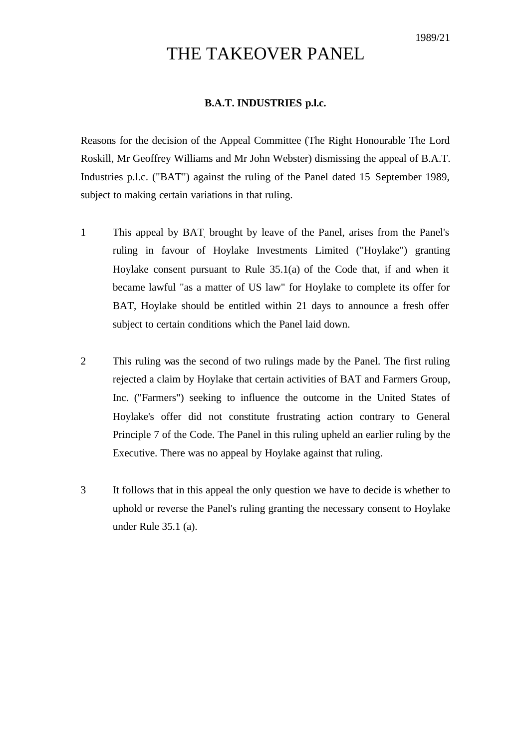1989/21

# THE TAKEOVER PANEL

**B.A.T. INDUSTRIES p.l.c.**

Reasons for the decision of the Appeal Committee (The Right Honourable The Lord Roskill, Mr Geoffrey Williams and Mr John Webster) dismissing the appeal of B.A.T. Industries p.l.c. ("BAT") against the ruling of the Panel dated 15 September 1989, subject to making certain variations in that ruling.

1 This appeal by BAT, brought by leave of the Panel, arises from the Panel's ruling in favour of Hoylake Investments Limited ("Hoylake") granting Hoylake consent pursuant to Rule 35.1(a) of the Code that, if and when it became lawful "as a matter of US law" for Hoylake to complete its offer for BAT, Hoylake should be entitled within 21 days to announce a fresh offer subject to certain conditions which the Panel laid down.

2 This ruling was the second of two rulings made by the Panel. The first ruling rejected a claim by Hoylake that certain activities of BAT and Farmers Group, Inc. ("Farmers") seeking to influence the outcome in the United States of Hoylake's offer did not constitute frustrating action contrary to General Principle 7 of the Code. The Panel in this ruling upheld an earlier ruling by the Executive. There was no appeal by Hoylake against that ruling.

3 It follows that in this appeal the only question we have to decide is whether to uphold or reverse the Panel's ruling granting the necessary consent to Hoylake under Rule 35.1 (a).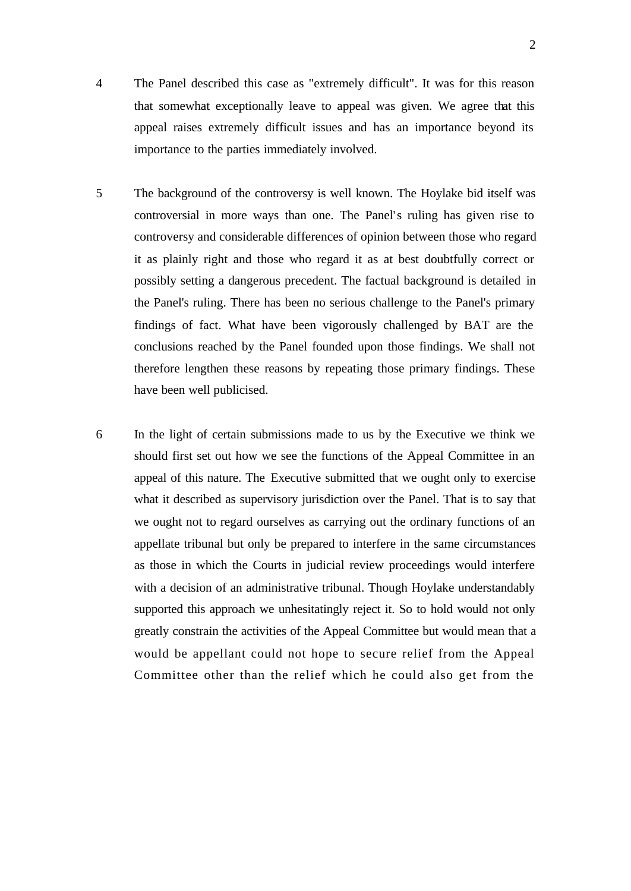4 The Panel described this case as "extremely difficult". It was for this reason that somewhat exceptionally leave to appeal was given. We agree that this appeal raises extremely difficult issues and has an importance beyond its importance to the parties immediately involved.

5 The background of the controversy is well known. The Hoylake bid itself was controversial in more ways than one. The Panel's ruling has given rise to controversy and considerable differences of opinion between those who regard it as plainly right and those who regard it as at best doubtfully correct or possibly setting a dangerous precedent. The factual background is detailed in the Panel's ruling. There has been no serious challenge to the Panel's primary findings of fact. What have been vigorously challenged by BAT are the conclusions reached by the Panel founded upon those findings. We shall not therefore lengthen these reasons by repeating those primary findings. These have been well publicised.

6 In the light of certain submissions made to us by the Executive we think we should first set out how we see the functions of the Appeal Committee in an appeal of this nature. The Executive submitted that we ought only to exercise what it described as supervisory jurisdiction over the Panel. That is to say that we ought not to regard ourselves as carrying out the ordinary functions of an appellate tribunal but only be prepared to interfere in the same circumstances as those in which the Courts in judicial review proceedings would interfere with a decision of an administrative tribunal. Though Hoylake understandably supported this approach we unhesitatingly reject it. So to hold would not only greatly constrain the activities of the Appeal Committee but would mean that a would be appellant could not hope to secure relief from the Appeal Committee other than the relief which he could also get from the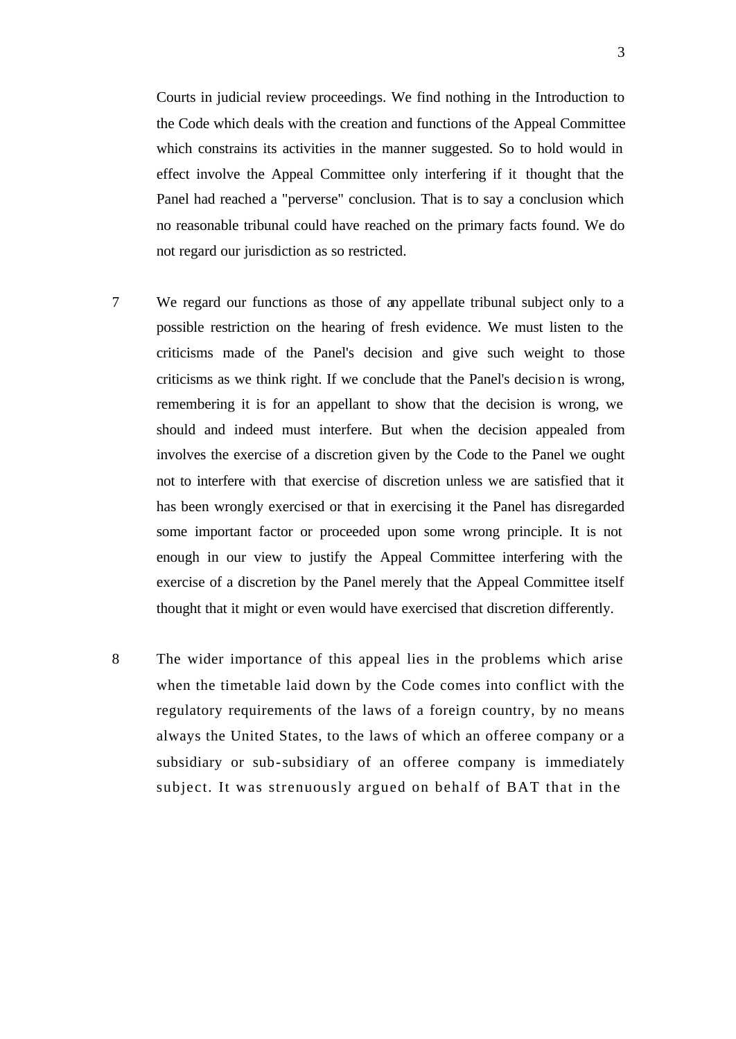Courts in judicial review proceedings. We find nothing in the Introduction to the Code which deals with the creation and functions of the Appeal Committee which constrains its activities in the manner suggested. So to hold would in effect involve the Appeal Committee only interfering if it thought that the Panel had reached a "perverse" conclusion. That is to say a conclusion which no reasonable tribunal could have reached on the primary facts found. We do not regard our jurisdiction as so restricted.

7 We regard our functions as those of any appellate tribunal subject only to a possible restriction on the hearing of fresh evidence. We must listen to the criticisms made of the Panel's decision and give such weight to those criticisms as we think right. If we conclude that the Panel's decision is wrong, remembering it is for an appellant to show that the decision is wrong, we should and indeed must interfere. But when the decision appealed from involves the exercise of a discretion given by the Code to the Panel we ought not to interfere with that exercise of discretion unless we are satisfied that it has been wrongly exercised or that in exercising it the Panel has disregarded some important factor or proceeded upon some wrong principle. It is not enough in our view to justify the Appeal Committee interfering with the exercise of a discretion by the Panel merely that the Appeal Committee itself thought that it might or even would have exercised that discretion differently.

8 The wider importance of this appeal lies in the problems which arise when the timetable laid down by the Code comes into conflict with the regulatory requirements of the laws of a foreign country, by no means always the United States, to the laws of which an offeree company or a subsidiary or sub-subsidiary of an offeree company is immediately subject. It was strenuously argued on behalf of BAT that in the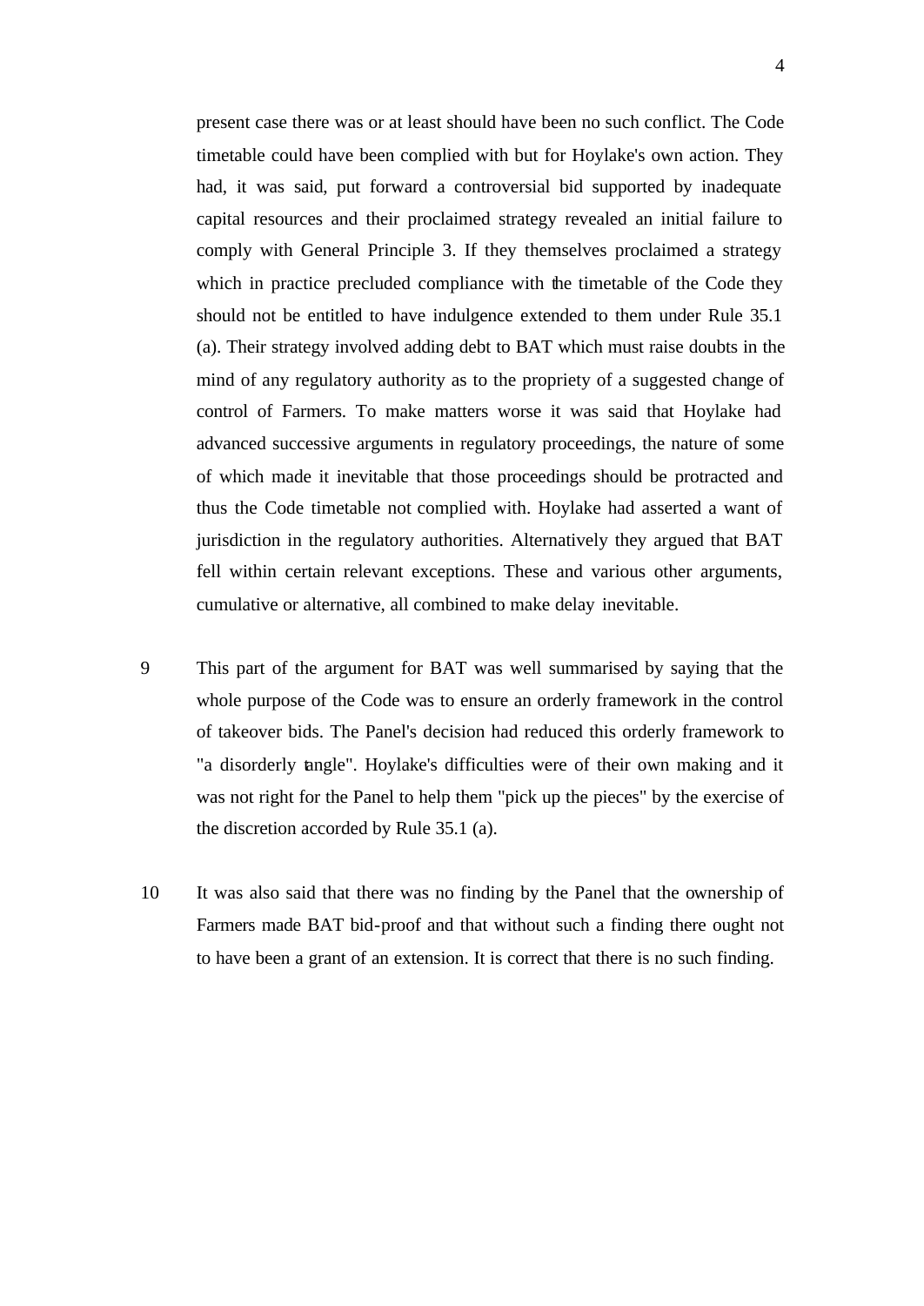present case there was or at least should have been no such conflict. The Code timetable could have been complied with but for Hoylake's own action. They had, it was said, put forward a controversial bid supported by inadequate capital resources and their proclaimed strategy revealed an initial failure to comply with General Principle 3. If they themselves proclaimed a strategy which in practice precluded compliance with the timetable of the Code they should not be entitled to have indulgence extended to them under Rule 35.1 (a). Their strategy involved adding debt to BAT which must raise doubts in the mind of any regulatory authority as to the propriety of a suggested change of control of Farmers. To make matters worse it was said that Hoylake had advanced successive arguments in regulatory proceedings, the nature of some of which made it inevitable that those proceedings should be protracted and thus the Code timetable not complied with. Hoylake had asserted a want of jurisdiction in the regulatory authorities. Alternatively they argued that BAT fell within certain relevant exceptions. These and various other arguments, cumulative or alternative, all combined to make delay inevitable.

9 This part of the argument for BAT was well summarised by saying that the whole purpose of the Code was to ensure an orderly framework in the control of takeover bids. The Panel's decision had reduced this orderly framework to "a disorderly tangle". Hoylake's difficulties were of their own making and it was not right for the Panel to help them "pick up the pieces" by the exercise of the discretion accorded by Rule 35.1 (a).

10 It was also said that there was no finding by the Panel that the ownership of Farmers made BAT bid-proof and that without such a finding there ought not to have been a grant of an extension. It is correct that there is no such finding.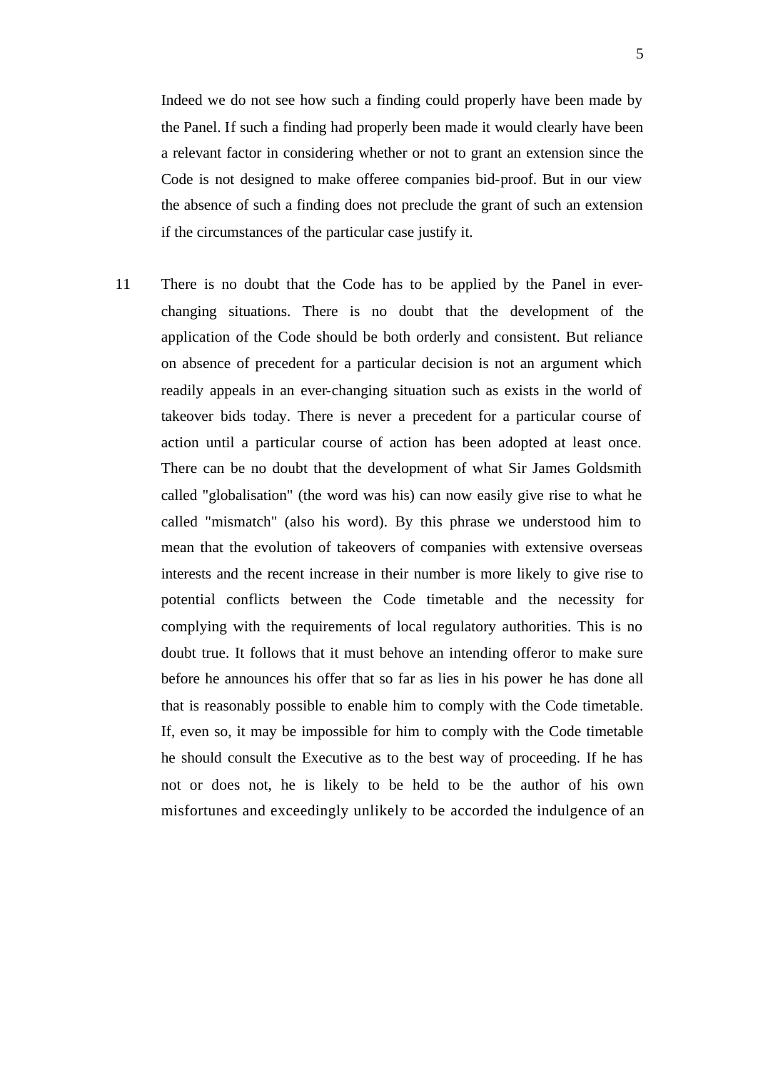Indeed we do not see how such a finding could properly have been made by the Panel. If such a finding had properly been made it would clearly have been a relevant factor in considering whether or not to grant an extension since the Code is not designed to make offeree companies bid-proof. But in our view the absence of such a finding does not preclude the grant of such an extension if the circumstances of the particular case justify it.

11 There is no doubt that the Code has to be applied by the Panel in ever-changing situations. There is no doubt that the development of the application of the Code should be both orderly and consistent. But reliance on absence of precedent for a particular decision is not an argument which readily appeals in an ever-changing situation such as exists in the world of takeover bids today. There is never a precedent for a particular course of action until a particular course of action has been adopted at least once. There can be no doubt that the development of what Sir James Goldsmith called "globalisation" (the word was his) can now easily give rise to what he called "mismatch" (also his word). By this phrase we understood him to mean that the evolution of takeovers of companies with extensive overseas interests and the recent increase in their number is more likely to give rise to potential conflicts between the Code timetable and the necessity for complying with the requirements of local regulatory authorities. This is no doubt true. It follows that it must behove an intending offeror to make sure before he announces his offer that so far as lies in his power he has done all that is reasonably possible to enable him to comply with the Code timetable. If, even so, it may be impossible for him to comply with the Code timetable he should consult the Executive as to the best way of proceeding. If he has not or does not, he is likely to be held to be the author of his own misfortunes and exceedingly unlikely to be accorded the indulgence of an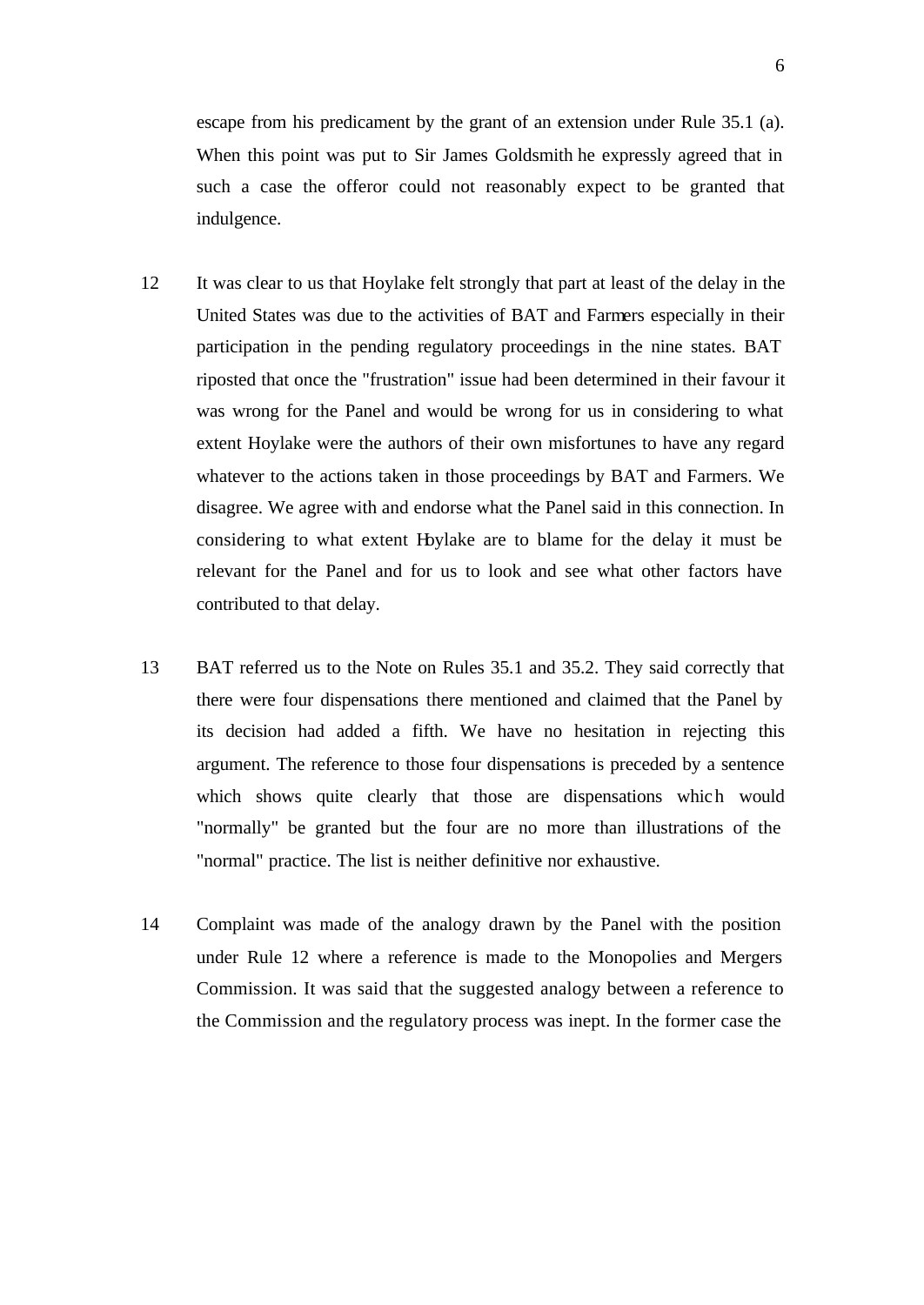escape from his predicament by the grant of an extension under Rule 35.1 (a). When this point was put to Sir James Goldsmith he expressly agreed that in such a case the offeror could not reasonably expect to be granted that indulgence.

12 It was clear to us that Hoylake felt strongly that part at least of the delay in the United States was due to the activities of BAT and Farmers especially in their participation in the pending regulatory proceedings in the nine states. BAT riposted that once the "frustration" issue had been determined in their favour it was wrong for the Panel and would be wrong for us in considering to what extent Hoylake were the authors of their own misfortunes to have any regard whatever to the actions taken in those proceedings by BAT and Farmers. We disagree. We agree with and endorse what the Panel said in this connection. In considering to what extent Hoylake are to blame for the delay it must be relevant for the Panel and for us to look and see what other factors have contributed to that delay.

13 BAT referred us to the Note on Rules 35.1 and 35.2. They said correctly that there were four dispensations there mentioned and claimed that the Panel by its decision had added a fifth. We have no hesitation in rejecting this argument. The reference to those four dispensations is preceded by a sentence which shows quite clearly that those are dispensations which would "normally" be granted but the four are no more than illustrations of the "normal" practice. The list is neither definitive nor exhaustive.

14 Complaint was made of the analogy drawn by the Panel with the position under Rule 12 where a reference is made to the Monopolies and Mergers Commission. It was said that the suggested analogy between a reference to the Commission and the regulatory process was inept. In the former case the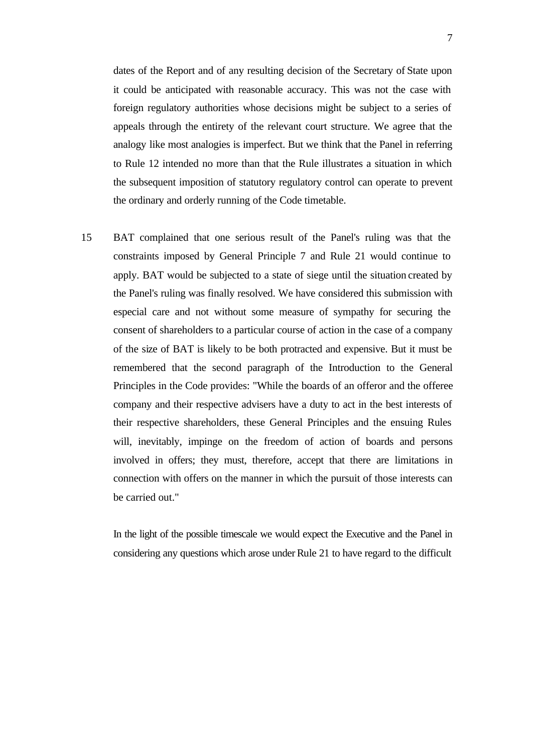dates of the Report and of any resulting decision of the Secretary of State upon it could be anticipated with reasonable accuracy. This was not the case with foreign regulatory authorities whose decisions might be subject to a series of appeals through the entirety of the relevant court structure. We agree that the analogy like most analogies is imperfect. But we think that the Panel in referring to Rule 12 intended no more than that the Rule illustrates a situation in which the subsequent imposition of statutory regulatory control can operate to prevent the ordinary and orderly running of the Code timetable.

15 BAT complained that one serious result of the Panel's ruling was that the constraints imposed by General Principle 7 and Rule 21 would continue to apply. BAT would be subjected to a state of siege until the situation created by the Panel's ruling was finally resolved. We have considered this submission with especial care and not without some measure of sympathy for securing the consent of shareholders to a particular course of action in the case of a company of the size of BAT is likely to be both protracted and expensive. But it must be remembered that the second paragraph of the Introduction to the General Principles in the Code provides: "While the boards of an offeror and the offeree company and their respective advisers have a duty to act in the best interests of their respective shareholders, these General Principles and the ensuing Rules will, inevitably, impinge on the freedom of action of boards and persons involved in offers; they must, therefore, accept that there are limitations in connection with offers on the manner in which the pursuit of those interests can be carried out."

In the light of the possible timescale we would expect the Executive and the Panel in considering any questions which arose under Rule 21 to have regard to the difficult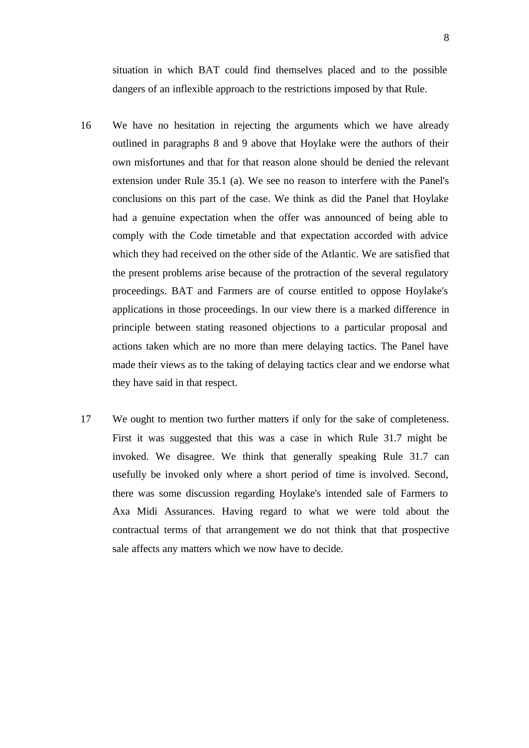situation in which BAT could find themselves placed and to the possible dangers of an inflexible approach to the restrictions imposed by that Rule.

16 We have no hesitation in rejecting the arguments which we have already outlined in paragraphs 8 and 9 above that Hoylake were the authors of their own misfortunes and that for that reason alone should be denied the relevant extension under Rule 35.1 (a). We see no reason to interfere with the Panel's conclusions on this part of the case. We think as did the Panel that Hoylake had a genuine expectation when the offer was announced of being able to comply with the Code timetable and that expectation accorded with advice which they had received on the other side of the Atlantic. We are satisfied that the present problems arise because of the protraction of the several regulatory proceedings. BAT and Farmers are of course entitled to oppose Hoylake's applications in those proceedings. In our view there is a marked difference in principle between stating reasoned objections to a particular proposal and actions taken which are no more than mere delaying tactics. The Panel have made their views as to the taking of delaying tactics clear and we endorse what they have said in that respect.

17 We ought to mention two further matters if only for the sake of completeness. First it was suggested that this was a case in which Rule 31.7 might be invoked. We disagree. We think that generally speaking Rule 31.7 can usefully be invoked only where a short period of time is involved. Second, there was some discussion regarding Hoylake's intended sale of Farmers to Axa Midi Assurances. Having regard to what we were told about the contractual terms of that arrangement we do not think that that prospective sale affects any matters which we now have to decide.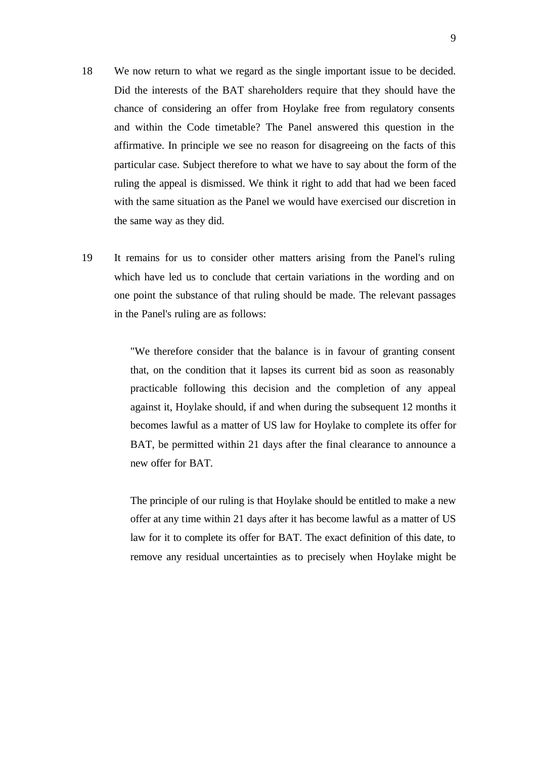18 We now return to what we regard as the single important issue to be decided. Did the interests of the BAT shareholders require that they should have the chance of considering an offer from Hoylake free from regulatory consents and within the Code timetable? The Panel answered this question in the affirmative. In principle we see no reason for disagreeing on the facts of this particular case. Subject therefore to what we have to say about the form of the ruling the appeal is dismissed. We think it right to add that had we been faced with the same situation as the Panel we would have exercised our discretion in the same way as they did.

19 It remains for us to consider other matters arising from the Panel's ruling which have led us to conclude that certain variations in the wording and on one point the substance of that ruling should be made. The relevant passages in the Panel's ruling are as follows:

> "We therefore consider that the balance is in favour of granting consent that, on the condition that it lapses its current bid as soon as reasonably practicable following this decision and the completion of any appeal against it, Hoylake should, if and when during the subsequent 12 months it becomes lawful as a matter of US law for Hoylake to complete its offer for BAT, be permitted within 21 days after the final clearance to announce a new offer for BAT.
>
> The principle of our ruling is that Hoylake should be entitled to make a new offer at any time within 21 days after it has become lawful as a matter of US law for it to complete its offer for BAT. The exact definition of this date, to remove any residual uncertainties as to precisely when Hoylake might be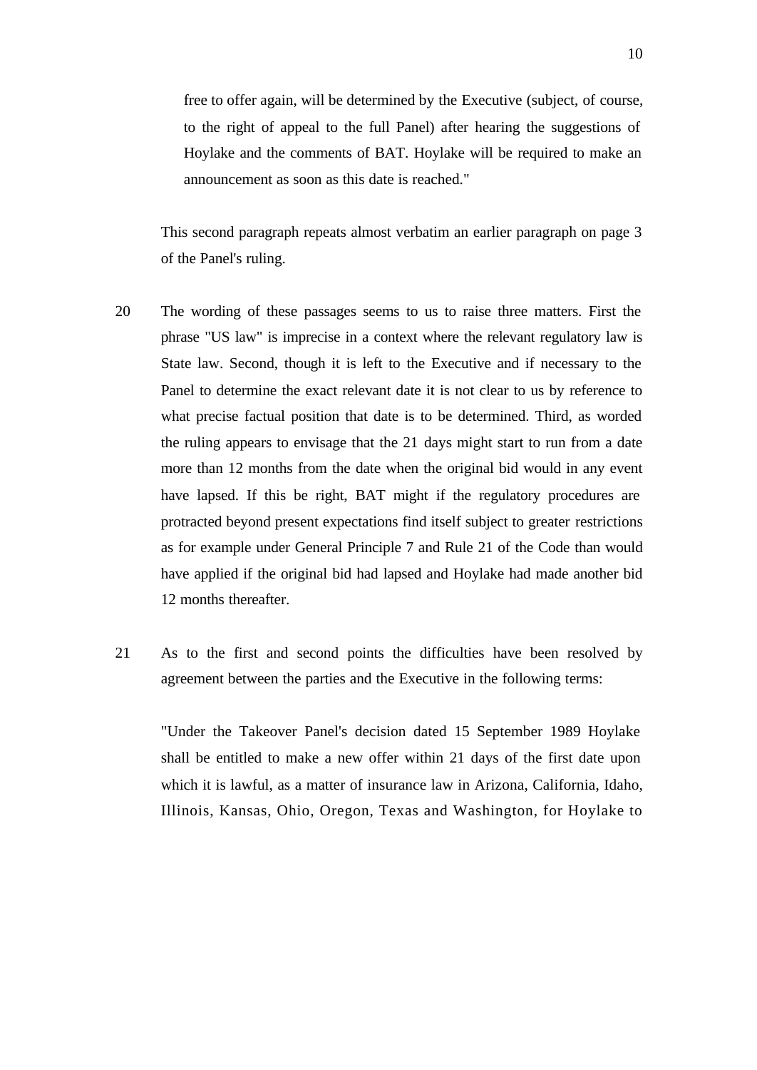> free to offer again, will be determined by the Executive (subject, of course, to the right of appeal to the full Panel) after hearing the suggestions of Hoylake and the comments of BAT. Hoylake will be required to make an announcement as soon as this date is reached."

This second paragraph repeats almost verbatim an earlier paragraph on page 3 of the Panel's ruling.

20 The wording of these passages seems to us to raise three matters. First the phrase "US law" is imprecise in a context where the relevant regulatory law is State law. Second, though it is left to the Executive and if necessary to the Panel to determine the exact relevant date it is not clear to us by reference to what precise factual position that date is to be determined. Third, as worded the ruling appears to envisage that the 21 days might start to run from a date more than 12 months from the date when the original bid would in any event have lapsed. If this be right, BAT might if the regulatory procedures are protracted beyond present expectations find itself subject to greater restrictions as for example under General Principle 7 and Rule 21 of the Code than would have applied if the original bid had lapsed and Hoylake had made another bid 12 months thereafter.

21 As to the first and second points the difficulties have been resolved by agreement between the parties and the Executive in the following terms:

"Under the Takeover Panel's decision dated 15 September 1989 Hoylake shall be entitled to make a new offer within 21 days of the first date upon which it is lawful, as a matter of insurance law in Arizona, California, Idaho, Illinois, Kansas, Ohio, Oregon, Texas and Washington, for Hoylake to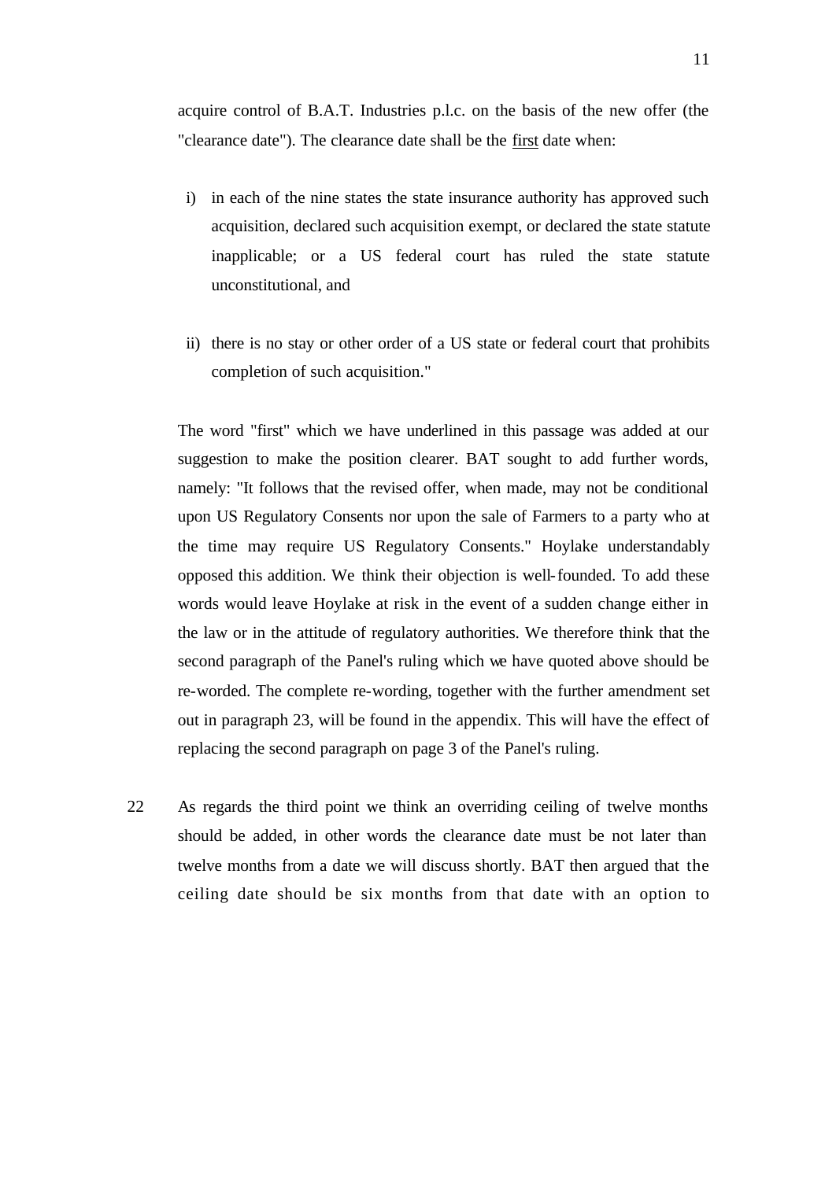acquire control of B.A.T. Industries p.l.c. on the basis of the new offer (the "clearance date"). The clearance date shall be the <u>first</u> date when:

i) in each of the nine states the state insurance authority has approved such acquisition, declared such acquisition exempt, or declared the state statute inapplicable; or a US federal court has ruled the state statute unconstitutional, and

ii) there is no stay or other order of a US state or federal court that prohibits completion of such acquisition."

The word "first" which we have underlined in this passage was added at our suggestion to make the position clearer. BAT sought to add further words, namely: "It follows that the revised offer, when made, may not be conditional upon US Regulatory Consents nor upon the sale of Farmers to a party who at the time may require US Regulatory Consents." Hoylake understandably opposed this addition. We think their objection is well-founded. To add these words would leave Hoylake at risk in the event of a sudden change either in the law or in the attitude of regulatory authorities. We therefore think that the second paragraph of the Panel's ruling which we have quoted above should be re-worded. The complete re-wording, together with the further amendment set out in paragraph 23, will be found in the appendix. This will have the effect of replacing the second paragraph on page 3 of the Panel's ruling.

22 As regards the third point we think an overriding ceiling of twelve months should be added, in other words the clearance date must be not later than twelve months from a date we will discuss shortly. BAT then argued that the ceiling date should be six months from that date with an option to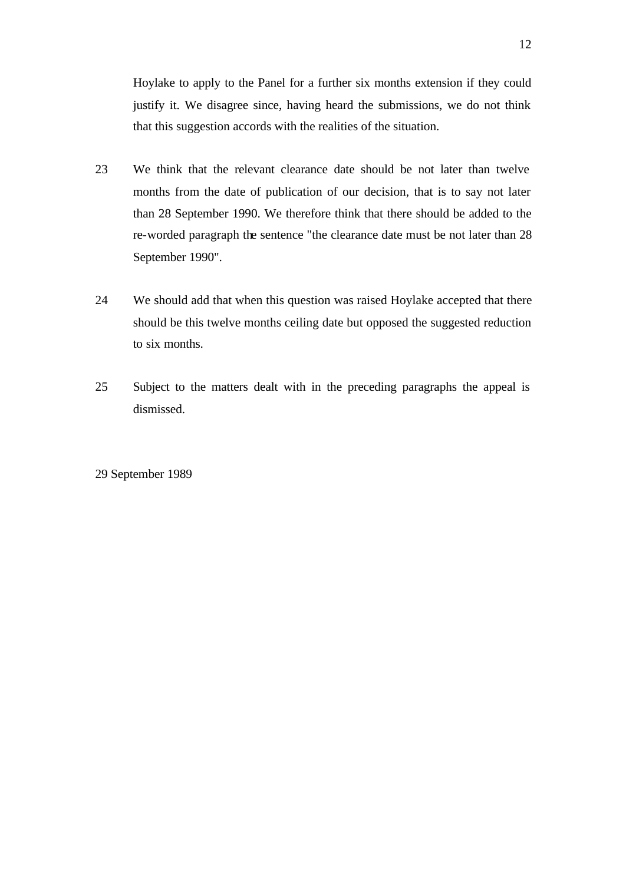Hoylake to apply to the Panel for a further six months extension if they could justify it. We disagree since, having heard the submissions, we do not think that this suggestion accords with the realities of the situation.

23 We think that the relevant clearance date should be not later than twelve months from the date of publication of our decision, that is to say not later than 28 September 1990. We therefore think that there should be added to the re-worded paragraph the sentence "the clearance date must be not later than 28 September 1990".

24 We should add that when this question was raised Hoylake accepted that there should be this twelve months ceiling date but opposed the suggested reduction to six months.

25 Subject to the matters dealt with in the preceding paragraphs the appeal is dismissed.

29 September 1989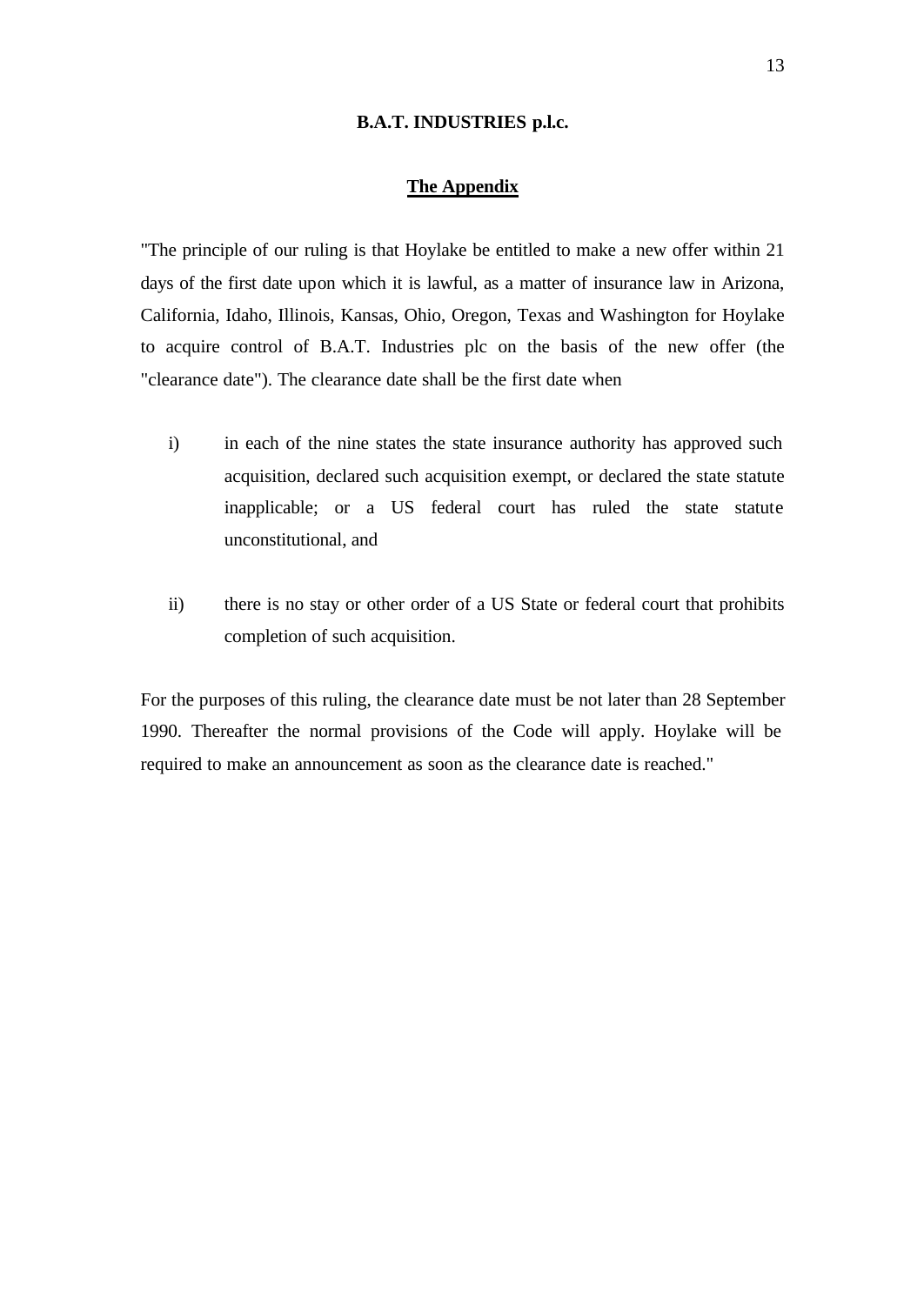**B.A.T. INDUSTRIES p.l.c.**

**The Appendix**

"The principle of our ruling is that Hoylake be entitled to make a new offer within 21 days of the first date upon which it is lawful, as a matter of insurance law in Arizona, California, Idaho, Illinois, Kansas, Ohio, Oregon, Texas and Washington for Hoylake to acquire control of B.A.T. Industries plc on the basis of the new offer (the "clearance date"). The clearance date shall be the first date when

i) in each of the nine states the state insurance authority has approved such acquisition, declared such acquisition exempt, or declared the state statute inapplicable; or a US federal court has ruled the state statute unconstitutional, and

ii) there is no stay or other order of a US State or federal court that prohibits completion of such acquisition.

For the purposes of this ruling, the clearance date must be not later than 28 September 1990. Thereafter the normal provisions of the Code will apply. Hoylake will be required to make an announcement as soon as the clearance date is reached."